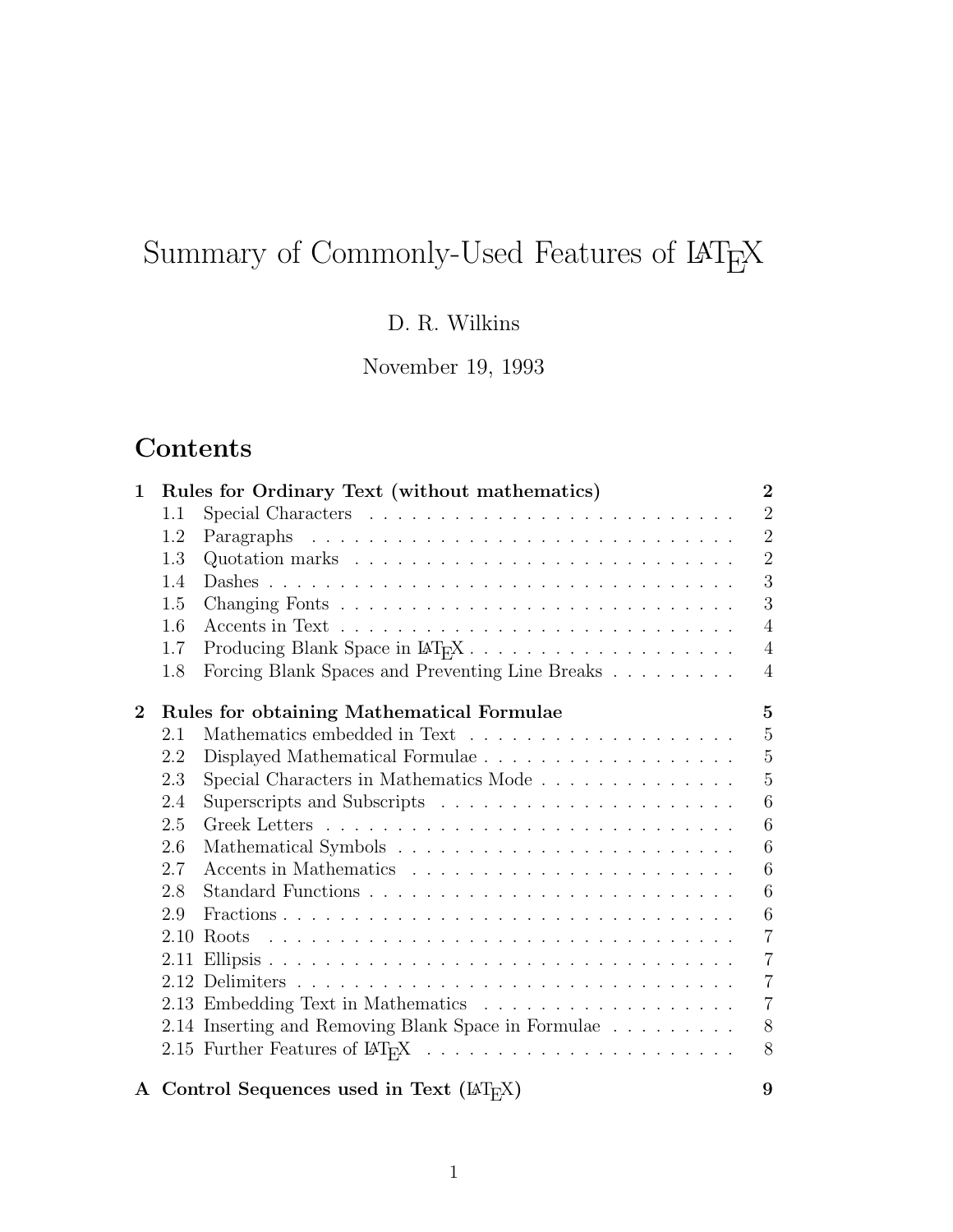# Summary of Commonly-Used Features of LaTeX

D. R. Wilkins

November 19, 1993

## Contents

**1 Rules for Ordinary Text (without mathematics) — 2**

- 1.1 Special Characters — 2
- 1.2 Paragraphs — 2
- 1.3 Quotation marks — 2
- 1.4 Dashes — 3
- 1.5 Changing Fonts — 3
- 1.6 Accents in Text — 4
- 1.7 Producing Blank Space in LaTeX — 4
- 1.8 Forcing Blank Spaces and Preventing Line Breaks — 4

**2 Rules for obtaining Mathematical Formulae — 5**

- 2.1 Mathematics embedded in Text — 5
- 2.2 Displayed Mathematical Formulae — 5
- 2.3 Special Characters in Mathematics Mode — 5
- 2.4 Superscripts and Subscripts — 6
- 2.5 Greek Letters — 6
- 2.6 Mathematical Symbols — 6
- 2.7 Accents in Mathematics — 6
- 2.8 Standard Functions — 6
- 2.9 Fractions — 6
- 2.10 Roots — 7
- 2.11 Ellipsis — 7
- 2.12 Delimiters — 7
- 2.13 Embedding Text in Mathematics — 7
- 2.14 Inserting and Removing Blank Space in Formulae — 8
- 2.15 Further Features of LaTeX — 8

**A Control Sequences used in Text (LaTeX) — 9**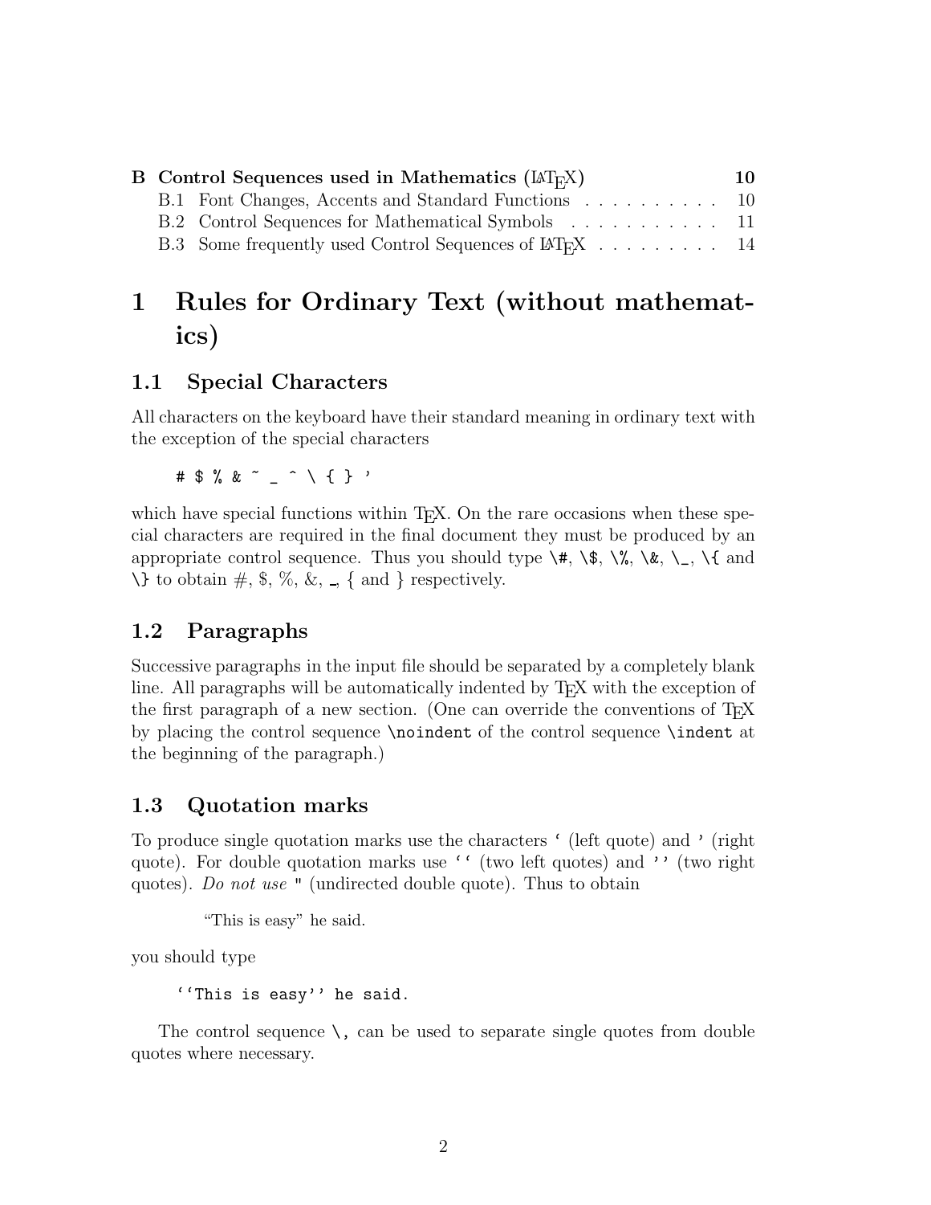| | | |
|---|---|---|
| **B** | **Control Sequences used in Mathematics (LaTeX)** | **10** |
| B.1 | Font Changes, Accents and Standard Functions | 10 |
| B.2 | Control Sequences for Mathematical Symbols | 11 |
| B.3 | Some frequently used Control Sequences of LaTeX | 14 |

# 1 Rules for Ordinary Text (without mathematics)

## 1.1 Special Characters

All characters on the keyboard have their standard meaning in ordinary text with the exception of the special characters

```
# $ % & ~ _ ^ \ { } '
```

which have special functions within TeX. On the rare occasions when these special characters are required in the final document they must be produced by an appropriate control sequence. Thus you should type `\#`, `\$`, `\%`, `\&`, `\_`, `\{` and `\}` to obtain #, $, %, &, _, { and } respectively.

## 1.2 Paragraphs

Successive paragraphs in the input file should be separated by a completely blank line. All paragraphs will be automatically indented by TeX with the exception of the first paragraph of a new section. (One can override the conventions of TeX by placing the control sequence `\noindent` of the control sequence `\indent` at the beginning of the paragraph.)

## 1.3 Quotation marks

To produce single quotation marks use the characters ` (left quote) and ' (right quote). For double quotation marks use `` (two left quotes) and '' (two right quotes). *Do not use* " (undirected double quote). Thus to obtain

> “This is easy” he said.

you should type

```
``This is easy'' he said.
```

The control sequence `\,` can be used to separate single quotes from double quotes where necessary.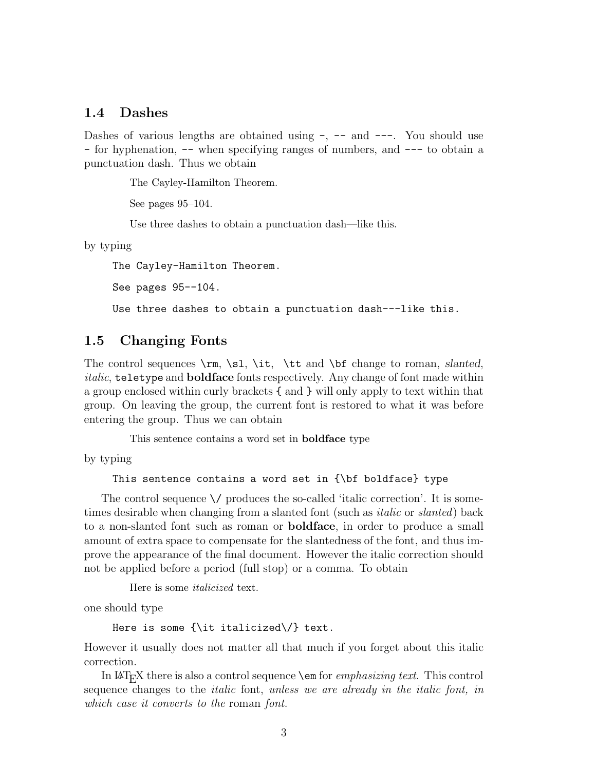### 1.4 Dashes

Dashes of various lengths are obtained using `-`, `--` and `---`. You should use `-` for hyphenation, `--` when specifying ranges of numbers, and `---` to obtain a punctuation dash. Thus we obtain

> The Cayley-Hamilton Theorem.
>
> See pages 95–104.
>
> Use three dashes to obtain a punctuation dash—like this.

by typing

```
The Cayley-Hamilton Theorem.

See pages 95--104.

Use three dashes to obtain a punctuation dash---like this.
```

### 1.5 Changing Fonts

The control sequences `\rm`, `\sl`, `\it`, `\tt` and `\bf` change to roman, *slanted*, *italic*, `teletype` and **boldface** fonts respectively. Any change of font made within a group enclosed within curly brackets `{` and `}` will only apply to text within that group. On leaving the group, the current font is restored to what it was before entering the group. Thus we can obtain

> This sentence contains a word set in **boldface** type

by typing

```
This sentence contains a word set in {\bf boldface} type
```

The control sequence `\/` produces the so-called 'italic correction'. It is sometimes desirable when changing from a slanted font (such as *italic* or *slanted*) back to a non-slanted font such as roman or **boldface**, in order to produce a small amount of extra space to compensate for the slantedness of the font, and thus improve the appearance of the final document. However the italic correction should not be applied before a period (full stop) or a comma. To obtain

> Here is some *italicized* text.

one should type

```
Here is some {\it italicized\/} text.
```

However it usually does not matter all that much if you forget about this italic correction.

In LaTeX there is also a control sequence `\em` for *emphasizing text*. This control sequence changes to the *italic* font, *unless we are already in the italic font, in which case it converts to the* roman *font.*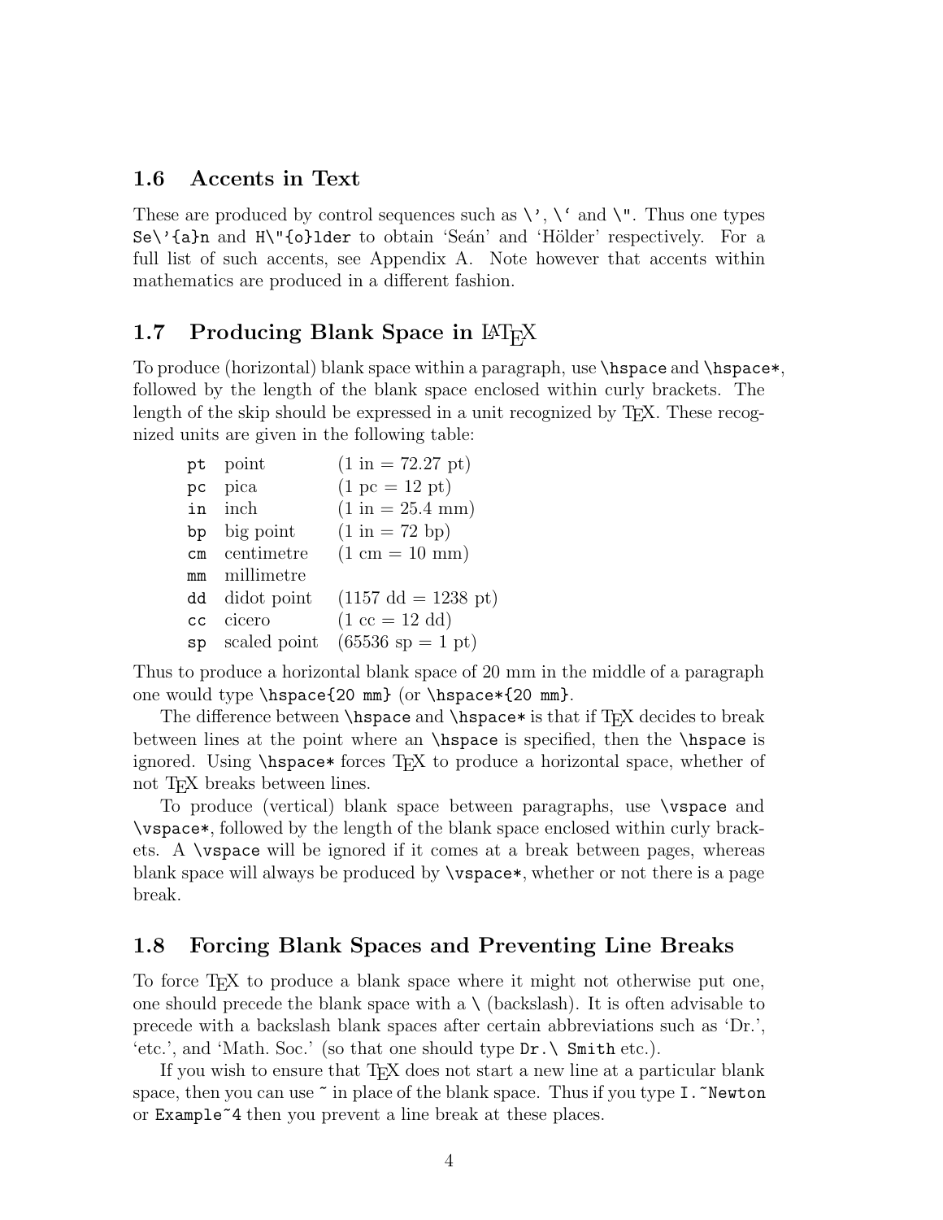## 1.6 Accents in Text

These are produced by control sequences such as `\'`, `` \` `` and `\"`. Thus one types `Se\'{a}n` and `H\"{o}lder` to obtain 'Seán' and 'Hölder' respectively. For a full list of such accents, see Appendix A. Note however that accents within mathematics are produced in a different fashion.

## 1.7 Producing Blank Space in LaTeX

To produce (horizontal) blank space within a paragraph, use `\hspace` and `\hspace*`, followed by the length of the blank space enclosed within curly brackets. The length of the skip should be expressed in a unit recognized by TeX. These recognized units are given in the following table:

| | | |
|---|---|---|
| `pt` | point | (1 in = 72.27 pt) |
| `pc` | pica | (1 pc = 12 pt) |
| `in` | inch | (1 in = 25.4 mm) |
| `bp` | big point | (1 in = 72 bp) |
| `cm` | centimetre | (1 cm = 10 mm) |
| `mm` | millimetre | |
| `dd` | didot point | (1157 dd = 1238 pt) |
| `cc` | cicero | (1 cc = 12 dd) |
| `sp` | scaled point | (65536 sp = 1 pt) |

Thus to produce a horizontal blank space of 20 mm in the middle of a paragraph one would type `\hspace{20 mm}` (or `\hspace*{20 mm}`.

The difference between `\hspace` and `\hspace*` is that if TeX decides to break between lines at the point where an `\hspace` is specified, then the `\hspace` is ignored. Using `\hspace*` forces TeX to produce a horizontal space, whether of not TeX breaks between lines.

To produce (vertical) blank space between paragraphs, use `\vspace` and `\vspace*`, followed by the length of the blank space enclosed within curly brackets. A `\vspace` will be ignored if it comes at a break between pages, whereas blank space will always be produced by `\vspace*`, whether or not there is a page break.

## 1.8 Forcing Blank Spaces and Preventing Line Breaks

To force TeX to produce a blank space where it might not otherwise put one, one should precede the blank space with a `\` (backslash). It is often advisable to precede with a backslash blank spaces after certain abbreviations such as 'Dr.', 'etc.', and 'Math. Soc.' (so that one should type `Dr.\ Smith` etc.).

If you wish to ensure that TeX does not start a new line at a particular blank space, then you can use `~` in place of the blank space. Thus if you type `I.~Newton` or `Example~4` then you prevent a line break at these places.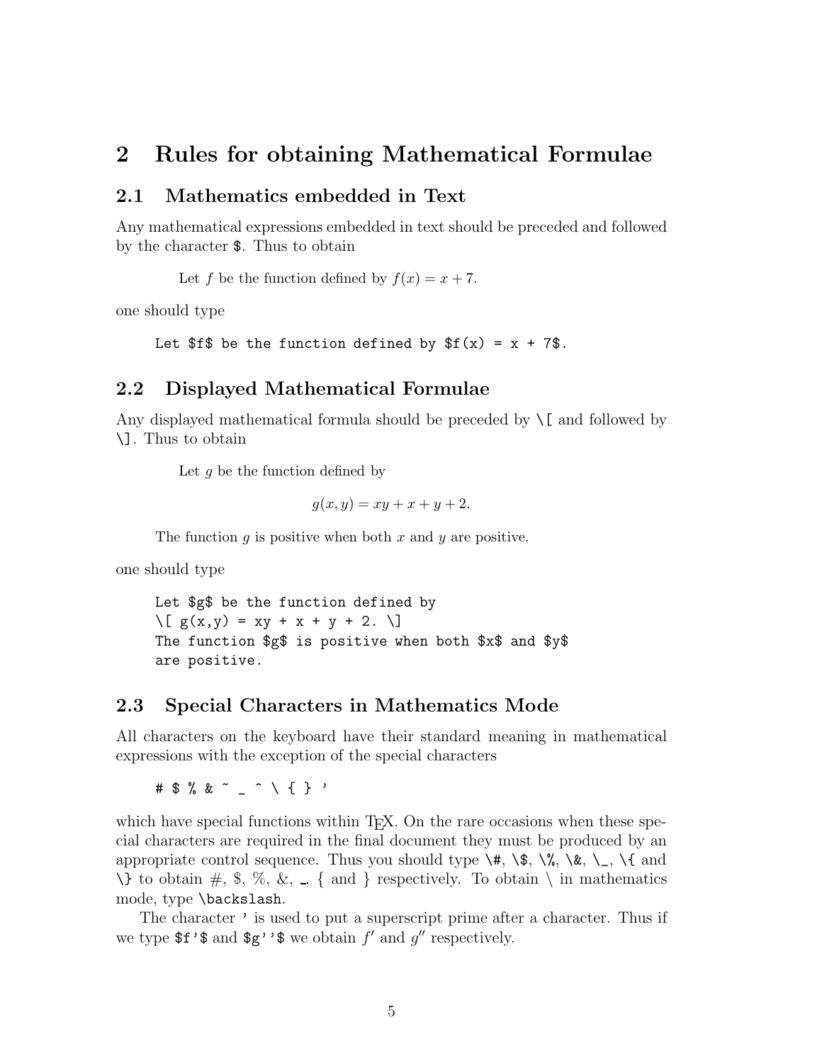# 2 Rules for obtaining Mathematical Formulae

## 2.1 Mathematics embedded in Text

Any mathematical expressions embedded in text should be preceded and followed by the character `$`. Thus to obtain

> Let $f$ be the function defined by $f(x) = x + 7$.

one should type

```
Let $f$ be the function defined by $f(x) = x + 7$.
```

## 2.2 Displayed Mathematical Formulae

Any displayed mathematical formula should be preceded by `\[` and followed by `\]`. Thus to obtain

> Let $g$ be the function defined by
>
> $$g(x, y) = xy + x + y + 2.$$
>
> The function $g$ is positive when both $x$ and $y$ are positive.

one should type

```
Let $g$ be the function defined by
\[ g(x,y) = xy + x + y + 2. \]
The function $g$ is positive when both $x$ and $y$
are positive.
```

## 2.3 Special Characters in Mathematics Mode

All characters on the keyboard have their standard meaning in mathematical expressions with the exception of the special characters

```
# $ % & ~ _ ^ \ { } '
```

which have special functions within TeX. On the rare occasions when these special characters are required in the final document they must be produced by an appropriate control sequence. Thus you should type `\#`, `\$`, `\%`, `\&`, `\_`, `\{` and `\}` to obtain #, $, %, &, _, { and } respectively. To obtain \ in mathematics mode, type `\backslash`.

The character `'` is used to put a superscript prime after a character. Thus if we type `$f'$` and `$g''$` we obtain $f'$ and $g''$ respectively.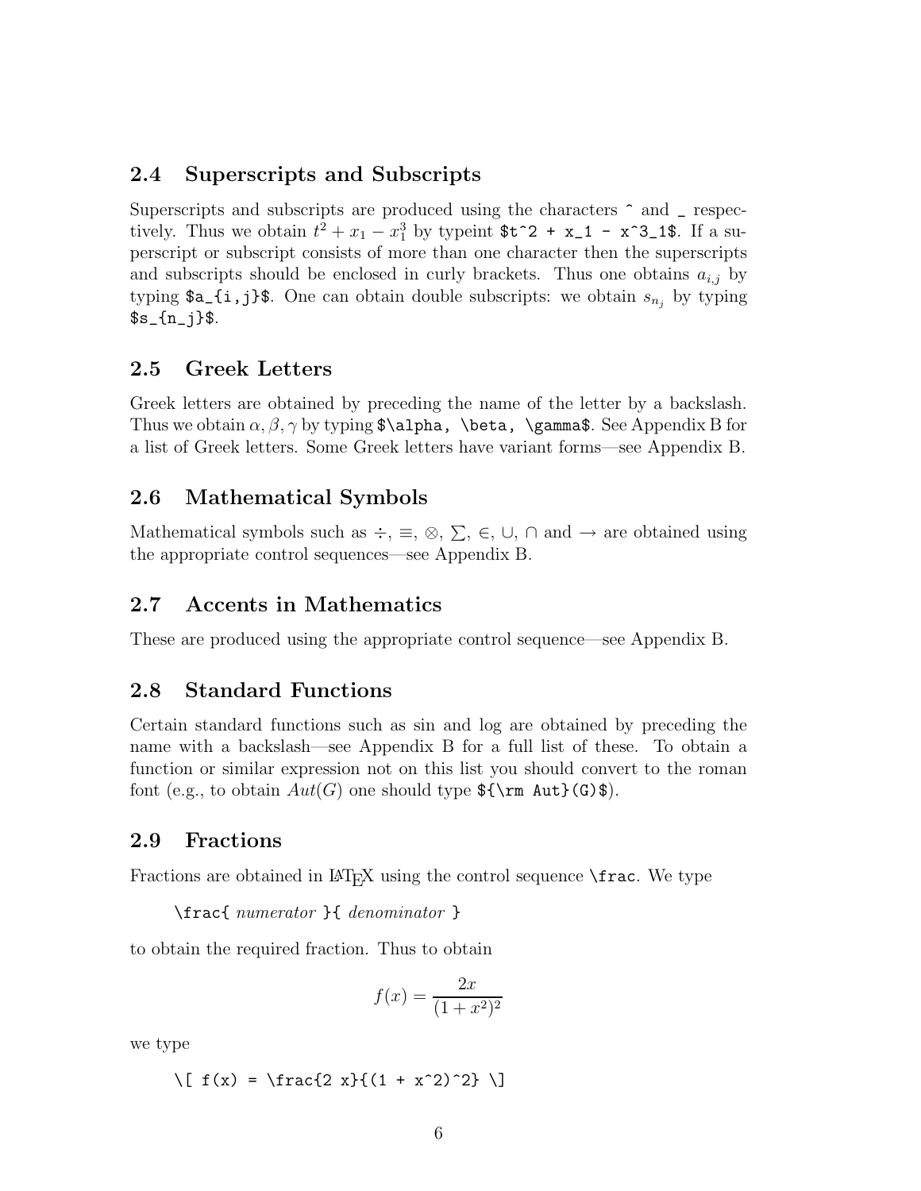## 2.4 Superscripts and Subscripts

Superscripts and subscripts are produced using the characters `^` and `_` respectively. Thus we obtain $t^2 + x_1 - x^3_1$ by typeint `$t^2 + x_1 - x^3_1$`. If a superscript or subscript consists of more than one character then the superscripts and subscripts should be enclosed in curly brackets. Thus one obtains $a_{i,j}$ by typing `$a_{i,j}$`. One can obtain double subscripts: we obtain $s_{n_j}$ by typing `$s_{n_j}$`.

## 2.5 Greek Letters

Greek letters are obtained by preceding the name of the letter by a backslash. Thus we obtain $\alpha, \beta, \gamma$ by typing `$\alpha, \beta, \gamma$`. See Appendix B for a list of Greek letters. Some Greek letters have variant forms—see Appendix B.

## 2.6 Mathematical Symbols

Mathematical symbols such as $\div$, $\equiv$, $\otimes$, $\sum$, $\in$, $\cup$, $\cap$ and $\rightarrow$ are obtained using the appropriate control sequences—see Appendix B.

## 2.7 Accents in Mathematics

These are produced using the appropriate control sequence—see Appendix B.

## 2.8 Standard Functions

Certain standard functions such as sin and log are obtained by preceding the name with a backslash—see Appendix B for a full list of these. To obtain a function or similar expression not on this list you should convert to the roman font (e.g., to obtain $Aut(G)$ one should type `${\rm Aut}(G)$`).

## 2.9 Fractions

Fractions are obtained in LaTeX using the control sequence `\frac`. We type

`\frac{` *numerator* `}{` *denominator* `}`

to obtain the required fraction. Thus to obtain

$$f(x) = \frac{2x}{(1 + x^2)^2}$$

we type

```
\[ f(x) = \frac{2 x}{(1 + x^2)^2} \]
```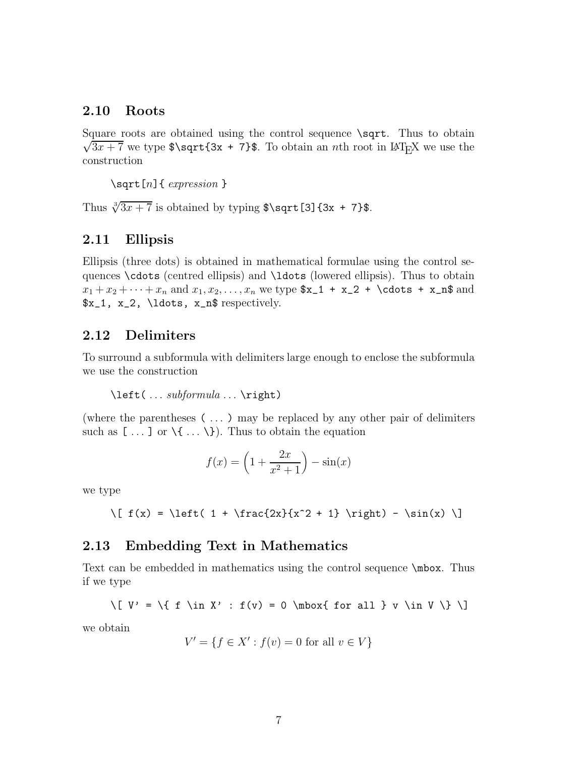## 2.10 Roots

Square roots are obtained using the control sequence `\sqrt`. Thus to obtain $\sqrt{3x+7}$ we type `$\sqrt{3x + 7}$`. To obtain an $n$th root in LaTeX we use the construction

> `\sqrt[`*n*`]{` *expression* `}`

Thus $\sqrt[3]{3x+7}$ is obtained by typing `$\sqrt[3]{3x + 7}$`.

## 2.11 Ellipsis

Ellipsis (three dots) is obtained in mathematical formulae using the control sequences `\cdots` (centred ellipsis) and `\ldots` (lowered ellipsis). Thus to obtain $x_1 + x_2 + \cdots + x_n$ and $x_1, x_2, \ldots, x_n$ we type `$x_1 + x_2 + \cdots + x_n$` and `$x_1, x_2, \ldots, x_n$` respectively.

## 2.12 Delimiters

To surround a subformula with delimiters large enough to enclose the subformula we use the construction

> `\left(` ... *subformula* ... `\right)`

(where the parentheses `(` ... `)` may be replaced by any other pair of delimiters such as `[` ... `]` or `\{` ... `\}`). Thus to obtain the equation

$$f(x) = \left( 1 + \frac{2x}{x^2 + 1} \right) - \sin(x)$$

we type

```
\[ f(x) = \left( 1 + \frac{2x}{x^2 + 1} \right) - \sin(x) \]
```

## 2.13 Embedding Text in Mathematics

Text can be embedded in mathematics using the control sequence `\mbox`. Thus if we type

```
\[ V' = \{ f \in X' : f(v) = 0 \mbox{ for all } v \in V \} \]
```

we obtain

$$V' = \{ f \in X' : f(v) = 0 \mbox{ for all } v \in V \}$$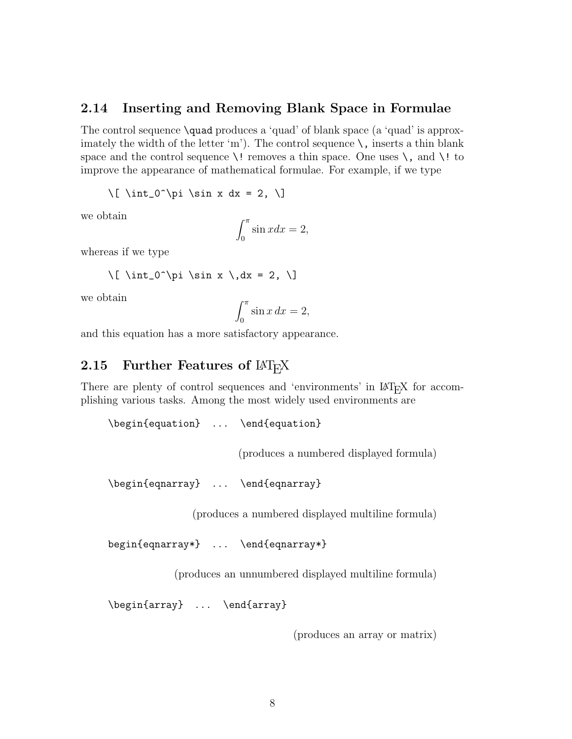## 2.14 Inserting and Removing Blank Space in Formulae

The control sequence `\quad` produces a 'quad' of blank space (a 'quad' is approximately the width of the letter 'm'). The control sequence `\,` inserts a thin blank space and the control sequence `\!` removes a thin space. One uses `\,` and `\!` to improve the appearance of mathematical formulae. For example, if we type

```
\[ \int_0^\pi \sin x dx = 2, \]
```

we obtain

$$\int_0^\pi \sin x dx = 2,$$

whereas if we type

```
\[ \int_0^\pi \sin x \,dx = 2, \]
```

we obtain

$$\int_0^\pi \sin x \,dx = 2,$$

and this equation has a more satisfactory appearance.

## 2.15 Further Features of LaTeX

There are plenty of control sequences and 'environments' in LaTeX for accomplishing various tasks. Among the most widely used environments are

```
\begin{equation}  ...  \end{equation}
```

(produces a numbered displayed formula)

```
\begin{eqnarray}  ...  \end{eqnarray}
```

(produces a numbered displayed multiline formula)

```
begin{eqnarray*}  ...  \end{eqnarray*}
```

(produces an unnumbered displayed multiline formula)

```
\begin{array}  ...  \end{array}
```

(produces an array or matrix)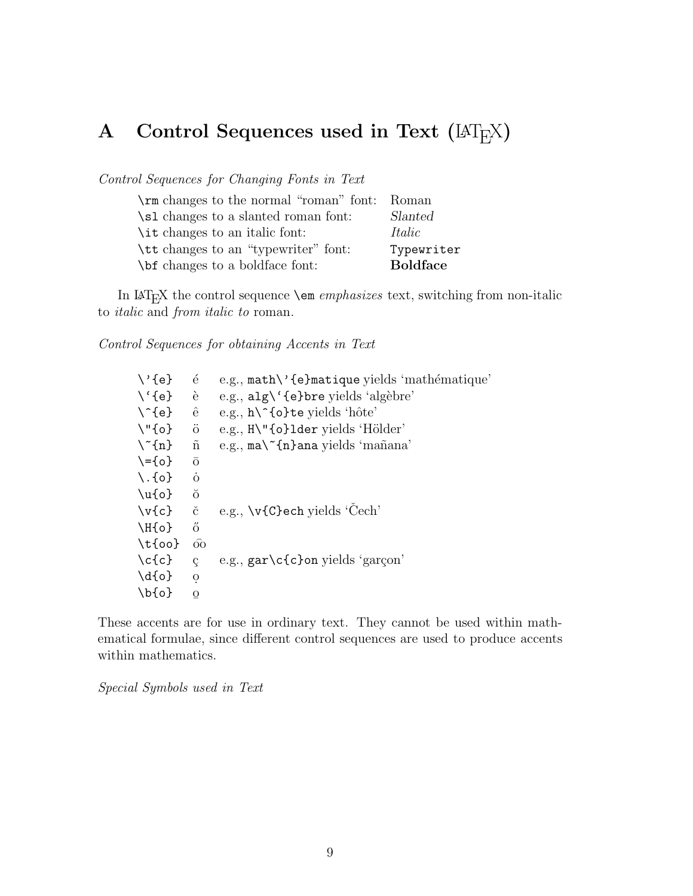# A Control Sequences used in Text (LaTeX)

*Control Sequences for Changing Fonts in Text*

| | |
|---|---|
| `\rm` changes to the normal "roman" font: | Roman |
| `\sl` changes to a slanted roman font: | *Slanted* |
| `\it` changes to an italic font: | *Italic* |
| `\tt` changes to an "typewriter" font: | `Typewriter` |
| `\bf` changes to a boldface font: | **Boldface** |

In LaTeX the control sequence `\em` *emphasizes* text, switching from non-italic to *italic* and *from italic to* roman.

*Control Sequences for obtaining Accents in Text*

| | | |
|---|---|---|
| `\'{e}` | é | e.g., `math\'{e}matique` yields 'mathématique' |
| ``\`{e}`` | è | e.g., ``alg\`{e}bre`` yields 'algèbre' |
| `\^{e}` | ê | e.g., `h\^{o}te` yields 'hôte' |
| `\"{o}` | ö | e.g., `H\"{o}lder` yields 'Hölder' |
| `\~{n}` | ñ | e.g., `ma\~{n}ana` yields 'mañana' |
| `\={o}` | ō | |
| `\.{o}` | ȯ | |
| `\u{o}` | ŏ | |
| `\v{c}` | č | e.g., `\v{C}ech` yields 'Čech' |
| `\H{o}` | ő | |
| `\t{oo}` | o͡o | |
| `\c{c}` | ç | e.g., `gar\c{c}on` yields 'garçon' |
| `\d{o}` | ọ | |
| `\b{o}` | o̱ | |

These accents are for use in ordinary text. They cannot be used within mathematical formulae, since different control sequences are used to produce accents within mathematics.

*Special Symbols used in Text*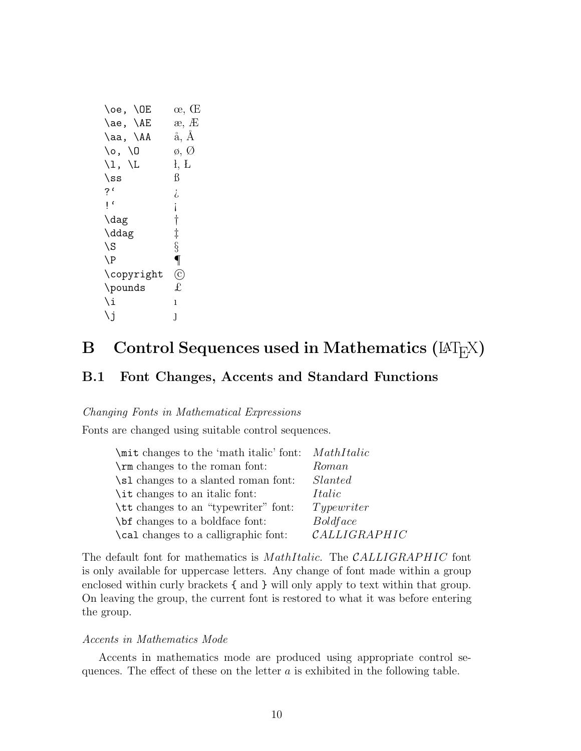| | |
|---|---|
| `\oe, \OE` | œ, Œ |
| `\ae, \AE` | æ, Æ |
| `\aa, \AA` | å, Å |
| `\o, \O` | ø, Ø |
| `\l, \L` | ł, Ł |
| `\ss` | ß |
| `?‘` | ¿ |
| `!‘` | ¡ |
| `\dag` | † |
| `\ddag` | ‡ |
| `\S` | § |
| `\P` | ¶ |
| `\copyright` | © |
| `\pounds` | £ |
| `\i` | ı |
| `\j` | ȷ |

# B Control Sequences used in Mathematics (LaTeX)

## B.1 Font Changes, Accents and Standard Functions

*Changing Fonts in Mathematical Expressions*

Fonts are changed using suitable control sequences.

| | |
|---|---|
| `\mit` changes to the ‘math italic’ font: | $MathItalic$ |
| `\rm` changes to the roman font: | $Roman$ |
| `\sl` changes to a slanted roman font: | *Slanted* |
| `\it` changes to an italic font: | *Italic* |
| `\tt` changes to an “typewriter” font: | $Typewriter$ |
| `\bf` changes to a boldface font: | $Boldface$ |
| `\cal` changes to a calligraphic font: | $\mathcal{CALLIGRAPHIC}$ |

The default font for mathematics is $MathItalic$. The $\mathcal{CALLIGRAPHIC}$ font is only available for uppercase letters. Any change of font made within a group enclosed within curly brackets { and } will only apply to text within that group. On leaving the group, the current font is restored to what it was before entering the group.

*Accents in Mathematics Mode*

Accents in mathematics mode are produced using appropriate control sequences. The effect of these on the letter $a$ is exhibited in the following table.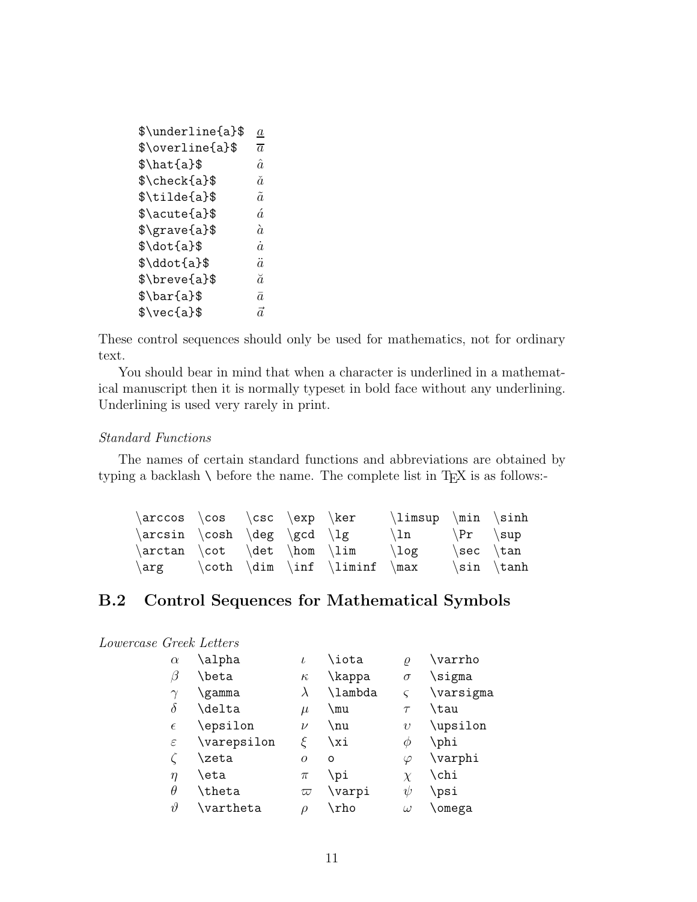| | |
|---|---|
| `$\underline{a}$` | $\underline{a}$ |
| `$\overline{a}$` | $\overline{a}$ |
| `$\hat{a}$` | $\hat{a}$ |
| `$\check{a}$` | $\check{a}$ |
| `$\tilde{a}$` | $\tilde{a}$ |
| `$\acute{a}$` | $\acute{a}$ |
| `$\grave{a}$` | $\grave{a}$ |
| `$\dot{a}$` | $\dot{a}$ |
| `$\ddot{a}$` | $\ddot{a}$ |
| `$\breve{a}$` | $\breve{a}$ |
| `$\bar{a}$` | $\bar{a}$ |
| `$\vec{a}$` | $\vec{a}$ |

These control sequences should only be used for mathematics, not for ordinary text.

You should bear in mind that when a character is underlined in a mathematical manuscript then it is normally typeset in bold face without any underlining. Underlining is used very rarely in print.

*Standard Functions*

The names of certain standard functions and abbreviations are obtained by typing a backlash **\** before the name. The complete list in TEX is as follows:-

| | | | | | | | |
|---|---|---|---|---|---|---|---|
| `\arccos` | `\cos` | `\csc` | `\exp` | `\ker` | `\limsup` | `\min` | `\sinh` |
| `\arcsin` | `\cosh` | `\deg` | `\gcd` | `\lg` | `\ln` | `\Pr` | `\sup` |
| `\arctan` | `\cot` | `\det` | `\hom` | `\lim` | `\log` | `\sec` | `\tan` |
| `\arg` | `\coth` | `\dim` | `\inf` | `\liminf` | `\max` | `\sin` | `\tanh` |

## B.2 Control Sequences for Mathematical Symbols

*Lowercase Greek Letters*

| | | | | | |
|---|---|---|---|---|---|
| $\alpha$ | `\alpha` | $\iota$ | `\iota` | $\varrho$ | `\varrho` |
| $\beta$ | `\beta` | $\kappa$ | `\kappa` | $\sigma$ | `\sigma` |
| $\gamma$ | `\gamma` | $\lambda$ | `\lambda` | $\varsigma$ | `\varsigma` |
| $\delta$ | `\delta` | $\mu$ | `\mu` | $\tau$ | `\tau` |
| $\epsilon$ | `\epsilon` | $\nu$ | `\nu` | $\upsilon$ | `\upsilon` |
| $\varepsilon$ | `\varepsilon` | $\xi$ | `\xi` | $\phi$ | `\phi` |
| $\zeta$ | `\zeta` | $o$ | `o` | $\varphi$ | `\varphi` |
| $\eta$ | `\eta` | $\pi$ | `\pi` | $\chi$ | `\chi` |
| $\theta$ | `\theta` | $\varpi$ | `\varpi` | $\psi$ | `\psi` |
| $\vartheta$ | `\vartheta` | $\rho$ | `\rho` | $\omega$ | `\omega` |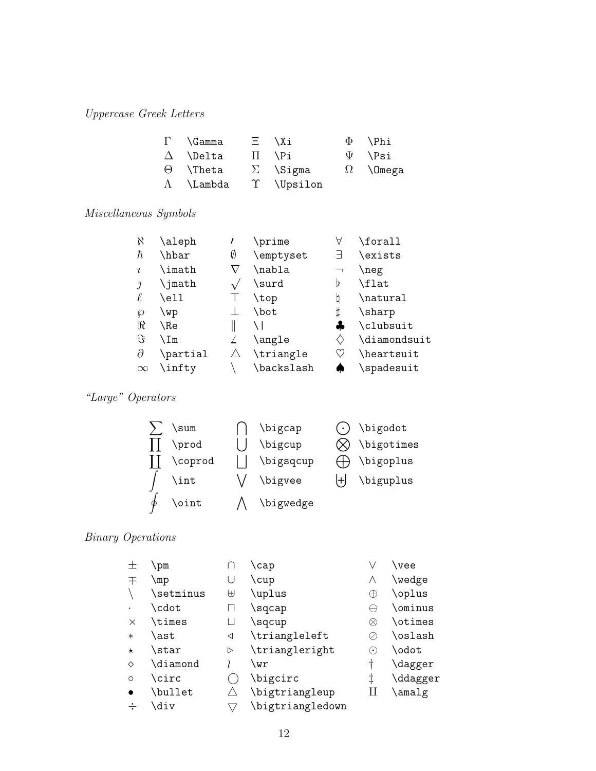*Uppercase Greek Letters*

| | | | | | |
|---|---|---|---|---|---|
| $\Gamma$ | `\Gamma` | $\Xi$ | `\Xi` | $\Phi$ | `\Phi` |
| $\Delta$ | `\Delta` | $\Pi$ | `\Pi` | $\Psi$ | `\Psi` |
| $\Theta$ | `\Theta` | $\Sigma$ | `\Sigma` | $\Omega$ | `\Omega` |
| $\Lambda$ | `\Lambda` | $\Upsilon$ | `\Upsilon` | | |

*Miscellaneous Symbols*

| | | | | | |
|---|---|---|---|---|---|
| $\aleph$ | `\aleph` | $\prime$ | `\prime` | $\forall$ | `\forall` |
| $\hbar$ | `\hbar` | $\emptyset$ | `\emptyset` | $\exists$ | `\exists` |
| $\imath$ | `\imath` | $\nabla$ | `\nabla` | $\neg$ | `\neg` |
| $\jmath$ | `\jmath` | $\surd$ | `\surd` | $\flat$ | `\flat` |
| $\ell$ | `\ell` | $\top$ | `\top` | $\natural$ | `\natural` |
| $\wp$ | `\wp` | $\bot$ | `\bot` | $\sharp$ | `\sharp` |
| $\Re$ | `\Re` | $\|$ | `\|` | $\clubsuit$ | `\clubsuit` |
| $\Im$ | `\Im` | $\angle$ | `\angle` | $\diamondsuit$ | `\diamondsuit` |
| $\partial$ | `\partial` | $\triangle$ | `\triangle` | $\heartsuit$ | `\heartsuit` |
| $\infty$ | `\infty` | $\backslash$ | `\backslash` | $\spadesuit$ | `\spadesuit` |

*"Large" Operators*

| | | | | | |
|---|---|---|---|---|---|
| $\sum$ | `\sum` | $\bigcap$ | `\bigcap` | $\bigodot$ | `\bigodot` |
| $\prod$ | `\prod` | $\bigcup$ | `\bigcup` | $\bigotimes$ | `\bigotimes` |
| $\coprod$ | `\coprod` | $\bigsqcup$ | `\bigsqcup` | $\bigoplus$ | `\bigoplus` |
| $\int$ | `\int` | $\bigvee$ | `\bigvee` | $\biguplus$ | `\biguplus` |
| $\oint$ | `\oint` | $\bigwedge$ | `\bigwedge` | | |

*Binary Operations*

| | | | | | |
|---|---|---|---|---|---|
| $\pm$ | `\pm` | $\cap$ | `\cap` | $\vee$ | `\vee` |
| $\mp$ | `\mp` | $\cup$ | `\cup` | $\wedge$ | `\wedge` |
| $\setminus$ | `\setminus` | $\uplus$ | `\uplus` | $\oplus$ | `\oplus` |
| $\cdot$ | `\cdot` | $\sqcap$ | `\sqcap` | $\ominus$ | `\ominus` |
| $\times$ | `\times` | $\sqcup$ | `\sqcup` | $\otimes$ | `\otimes` |
| $\ast$ | `\ast` | $\triangleleft$ | `\triangleleft` | $\oslash$ | `\oslash` |
| $\star$ | `\star` | $\triangleright$ | `\triangleright` | $\odot$ | `\odot` |
| $\diamond$ | `\diamond` | $\wr$ | `\wr` | $\dagger$ | `\dagger` |
| $\circ$ | `\circ` | $\bigcirc$ | `\bigcirc` | $\ddagger$ | `\ddagger` |
| $\bullet$ | `\bullet` | $\bigtriangleup$ | `\bigtriangleup` | $\amalg$ | `\amalg` |
| $\div$ | `\div` | $\bigtriangledown$ | `\bigtriangledown` | | |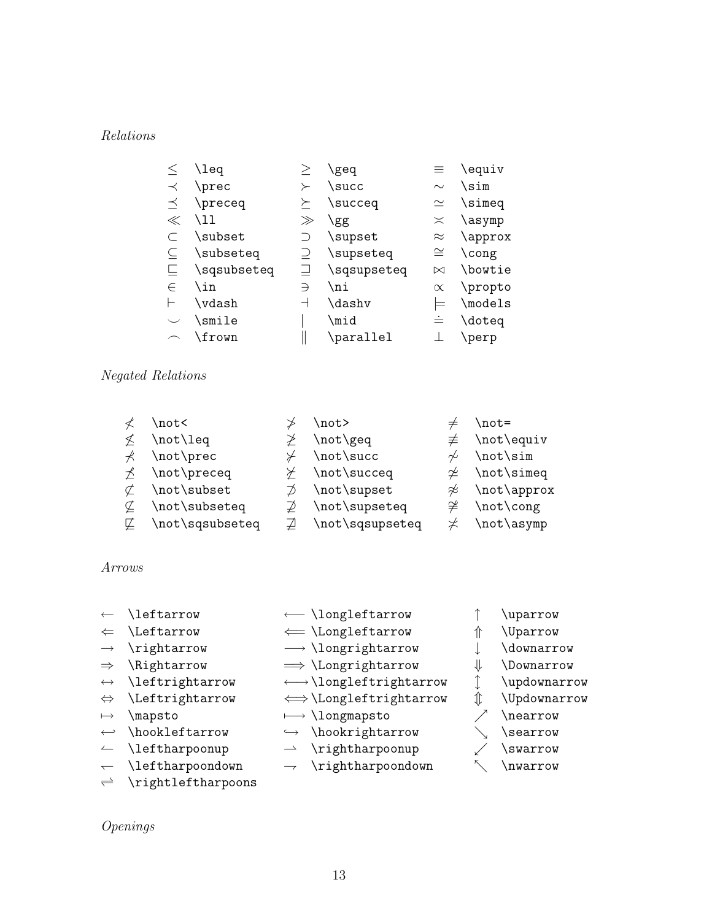*Relations*

| | | | | | |
|---|---|---|---|---|---|
| $\leq$ | `\leq` | $\geq$ | `\geq` | $\equiv$ | `\equiv` |
| $\prec$ | `\prec` | $\succ$ | `\succ` | $\sim$ | `\sim` |
| $\preceq$ | `\preceq` | $\succeq$ | `\succeq` | $\simeq$ | `\simeq` |
| $\ll$ | `\ll` | $\gg$ | `\gg` | $\asymp$ | `\asymp` |
| $\subset$ | `\subset` | $\supset$ | `\supset` | $\approx$ | `\approx` |
| $\subseteq$ | `\subseteq` | $\supseteq$ | `\supseteq` | $\cong$ | `\cong` |
| $\sqsubseteq$ | `\sqsubseteq` | $\sqsupseteq$ | `\sqsupseteq` | $\bowtie$ | `\bowtie` |
| $\in$ | `\in` | $\ni$ | `\ni` | $\propto$ | `\propto` |
| $\vdash$ | `\vdash` | $\dashv$ | `\dashv` | $\models$ | `\models` |
| $\smile$ | `\smile` | $\mid$ | `\mid` | $\doteq$ | `\doteq` |
| $\frown$ | `\frown` | $\parallel$ | `\parallel` | $\perp$ | `\perp` |

*Negated Relations*

| | | | | | |
|---|---|---|---|---|---|
| $\not<$ | `\not<` | $\not>$ | `\not>` | $\not=$ | `\not=` |
| $\not\leq$ | `\not\leq` | $\not\geq$ | `\not\geq` | $\not\equiv$ | `\not\equiv` |
| $\not\prec$ | `\not\prec` | $\not\succ$ | `\not\succ` | $\not\sim$ | `\not\sim` |
| $\not\preceq$ | `\not\preceq` | $\not\succeq$ | `\not\succeq` | $\not\simeq$ | `\not\simeq` |
| $\not\subset$ | `\not\subset` | $\not\supset$ | `\not\supset` | $\not\approx$ | `\not\approx` |
| $\not\subseteq$ | `\not\subseteq` | $\not\supseteq$ | `\not\supseteq` | $\not\cong$ | `\not\cong` |
| $\not\sqsubseteq$ | `\not\sqsubseteq` | $\not\sqsupseteq$ | `\not\sqsupseteq` | $\not\asymp$ | `\not\asymp` |

*Arrows*

| | | | | | |
|---|---|---|---|---|---|
| $\leftarrow$ | `\leftarrow` | $\longleftarrow$ | `\longleftarrow` | $\uparrow$ | `\uparrow` |
| $\Leftarrow$ | `\Leftarrow` | $\Longleftarrow$ | `\Longleftarrow` | $\Uparrow$ | `\Uparrow` |
| $\rightarrow$ | `\rightarrow` | $\longrightarrow$ | `\longrightarrow` | $\downarrow$ | `\downarrow` |
| $\Rightarrow$ | `\Rightarrow` | $\Longrightarrow$ | `\Longrightarrow` | $\Downarrow$ | `\Downarrow` |
| $\leftrightarrow$ | `\leftrightarrow` | $\longleftrightarrow$ | `\longleftrightarrow` | $\updownarrow$ | `\updownarrow` |
| $\Leftrightarrow$ | `\Leftrightarrow` | $\Longleftrightarrow$ | `\Longleftrightarrow` | $\Updownarrow$ | `\Updownarrow` |
| $\mapsto$ | `\mapsto` | $\longmapsto$ | `\longmapsto` | $\nearrow$ | `\nearrow` |
| $\hookleftarrow$ | `\hookleftarrow` | $\hookrightarrow$ | `\hookrightarrow` | $\searrow$ | `\searrow` |
| $\leftharpoonup$ | `\leftharpoonup` | $\rightharpoonup$ | `\rightharpoonup` | $\swarrow$ | `\swarrow` |
| $\leftharpoondown$ | `\leftharpoondown` | $\rightharpoondown$ | `\rightharpoondown` | $\nwarrow$ | `\nwarrow` |
| $\rightleftharpoons$ | `\rightleftharpoons` | | | | |

*Openings*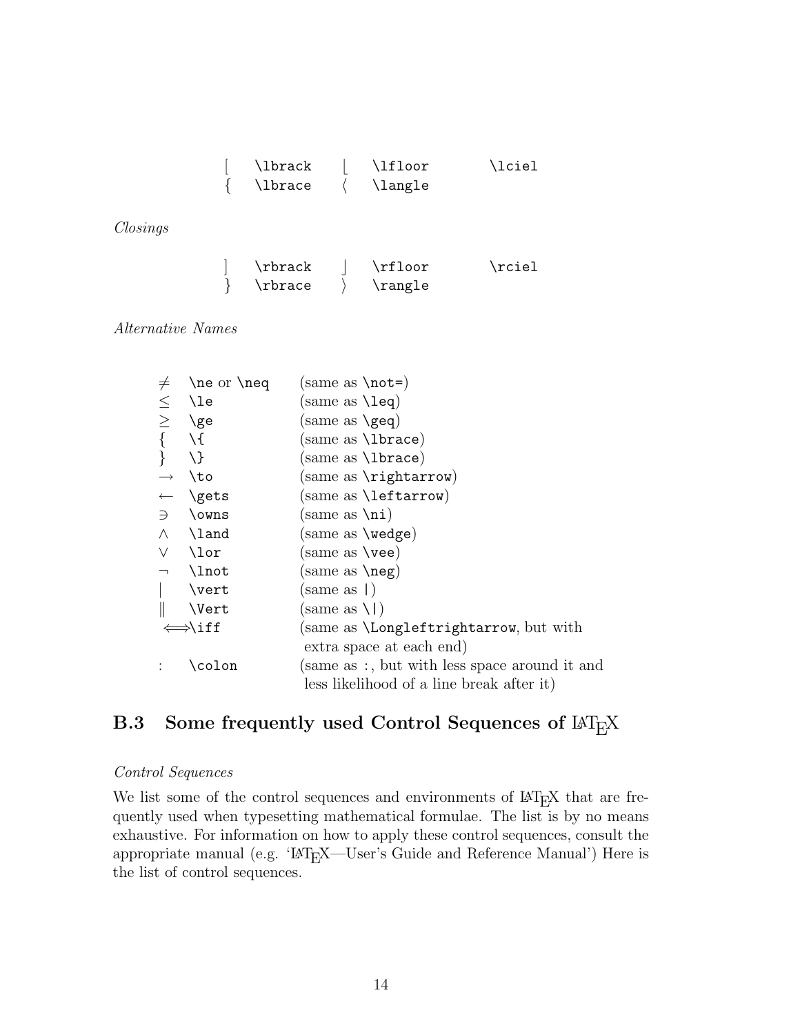| | | | | |
|---|---|---|---|---|
| $[$ | `\lbrack` | $\lfloor$ | `\lfloor` | `\lciel` |
| $\{$ | `\lbrace` | $\langle$ | `\langle` | |

*Closings*

| | | | | |
|---|---|---|---|---|
| $]$ | `\rbrack` | $\rfloor$ | `\rfloor` | `\rciel` |
| $\}$ | `\rbrace` | $\rangle$ | `\rangle` | |

*Alternative Names*

| | | |
|---|---|---|
| $\neq$ | `\ne` or `\neq` | (same as `\not=`) |
| $\leq$ | `\le` | (same as `\leq`) |
| $\geq$ | `\ge` | (same as `\geq`) |
| $\{$ | `\{` | (same as `\lbrace`) |
| $\}$ | `\}` | (same as `\lbrace`) |
| $\to$ | `\to` | (same as `\rightarrow`) |
| $\gets$ | `\gets` | (same as `\leftarrow`) |
| $\ni$ | `\owns` | (same as `\ni`) |
| $\land$ | `\land` | (same as `\wedge`) |
| $\lor$ | `\lor` | (same as `\vee`) |
| $\lnot$ | `\lnot` | (same as `\neg`) |
| $\vert$ | `\vert` | (same as `\|`) |
| $\Vert$ | `\Vert` | (same as `\\|`) |
| $\iff$ | `\iff` | (same as `\Longleftrightarrow`, but with extra space at each end) |
| $\colon$ | `\colon` | (same as `:`, but with less space around it and less likelihood of a line break after it) |

## B.3 Some frequently used Control Sequences of LaTeX

*Control Sequences*

We list some of the control sequences and environments of LaTeX that are frequently used when typesetting mathematical formulae. The list is by no means exhaustive. For information on how to apply these control sequences, consult the appropriate manual (e.g. 'LaTeX—User's Guide and Reference Manual') Here is the list of control sequences.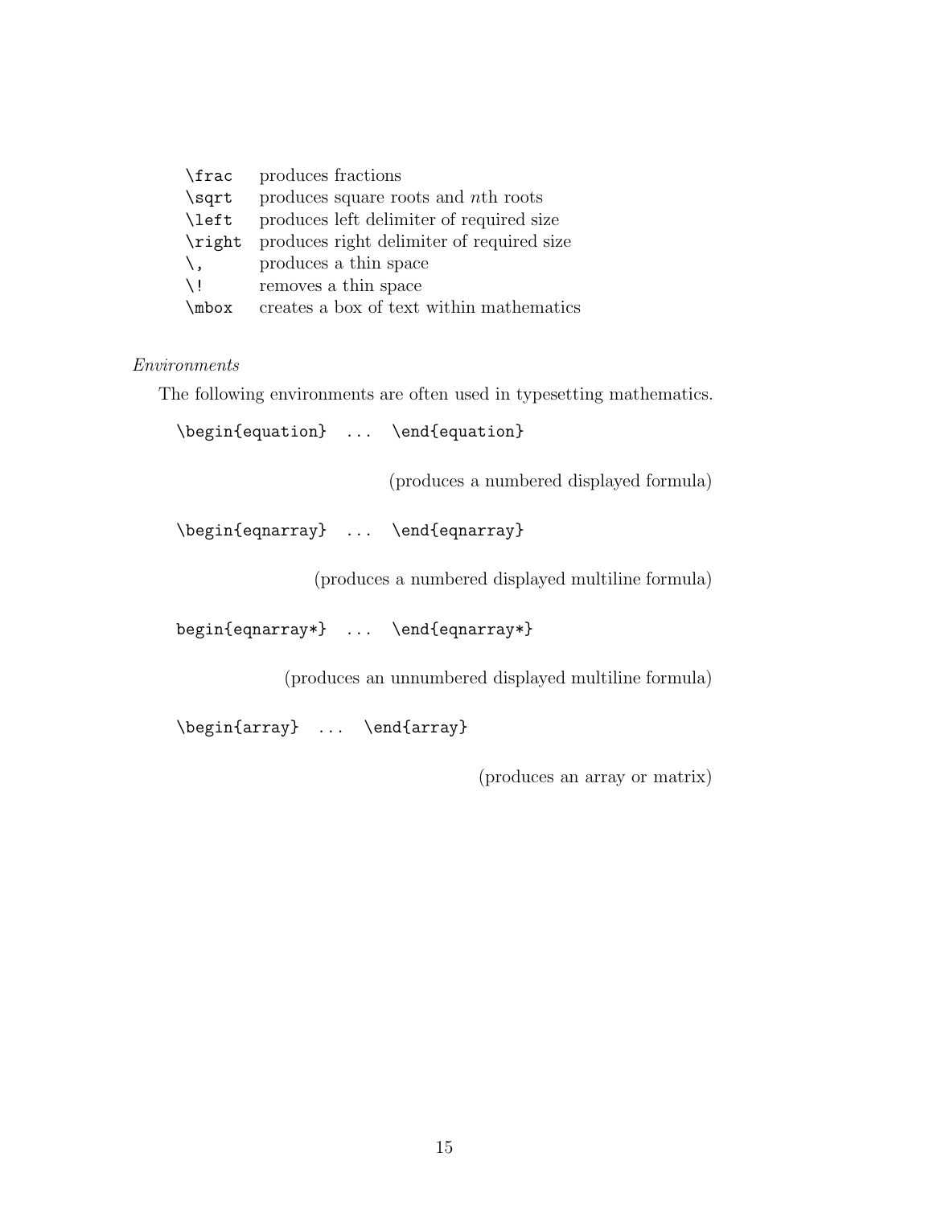| | |
|---|---|
| `\frac` | produces fractions |
| `\sqrt` | produces square roots and *n*th roots |
| `\left` | produces left delimiter of required size |
| `\right` | produces right delimiter of required size |
| `\,` | produces a thin space |
| `\!` | removes a thin space |
| `\mbox` | creates a box of text within mathematics |

*Environments*

The following environments are often used in typesetting mathematics.

```
\begin{equation}  ...  \end{equation}
```

(produces a numbered displayed formula)

```
\begin{eqnarray}  ...  \end{eqnarray}
```

(produces a numbered displayed multiline formula)

```
begin{eqnarray*}  ...  \end{eqnarray*}
```

(produces an unnumbered displayed multiline formula)

```
\begin{array}  ...  \end{array}
```

(produces an array or matrix)